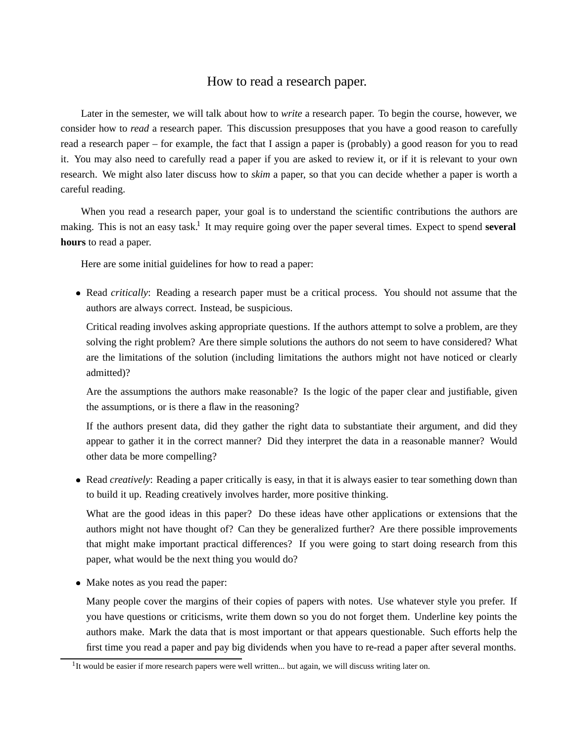# How to read a research paper.

Later in the semester, we will talk about how to *write* a research paper. To begin the course, however, we consider how to *read* a research paper. This discussion presupposes that you have a good reason to carefully read a research paper – for example, the fact that I assign a paper is (probably) a good reason for you to read it. You may also need to carefully read a paper if you are asked to review it, or if it is relevant to your own research. We might also later discuss how to *skim* a paper, so that you can decide whether a paper is worth a careful reading.

When you read a research paper, your goal is to understand the scientific contributions the authors are making. This is not an easy task.[1] It may require going over the paper several times. Expect to spend **several hours** to read a paper.

Here are some initial guidelines for how to read a paper:

- Read *critically*: Reading a research paper must be a critical process. You should not assume that the authors are always correct. Instead, be suspicious.

  Critical reading involves asking appropriate questions. If the authors attempt to solve a problem, are they solving the right problem? Are there simple solutions the authors do not seem to have considered? What are the limitations of the solution (including limitations the authors might not have noticed or clearly admitted)?

  Are the assumptions the authors make reasonable? Is the logic of the paper clear and justifiable, given the assumptions, or is there a flaw in the reasoning?

  If the authors present data, did they gather the right data to substantiate their argument, and did they appear to gather it in the correct manner? Did they interpret the data in a reasonable manner? Would other data be more compelling?

- Read *creatively*: Reading a paper critically is easy, in that it is always easier to tear something down than to build it up. Reading creatively involves harder, more positive thinking.

  What are the good ideas in this paper? Do these ideas have other applications or extensions that the authors might not have thought of? Can they be generalized further? Are there possible improvements that might make important practical differences? If you were going to start doing research from this paper, what would be the next thing you would do?

- Make notes as you read the paper:

  Many people cover the margins of their copies of papers with notes. Use whatever style you prefer. If you have questions or criticisms, write them down so you do not forget them. Underline key points the authors make. Mark the data that is most important or that appears questionable. Such efforts help the first time you read a paper and pay big dividends when you have to re-read a paper after several months.

---

[1] It would be easier if more research papers were well written... but again, we will discuss writing later on.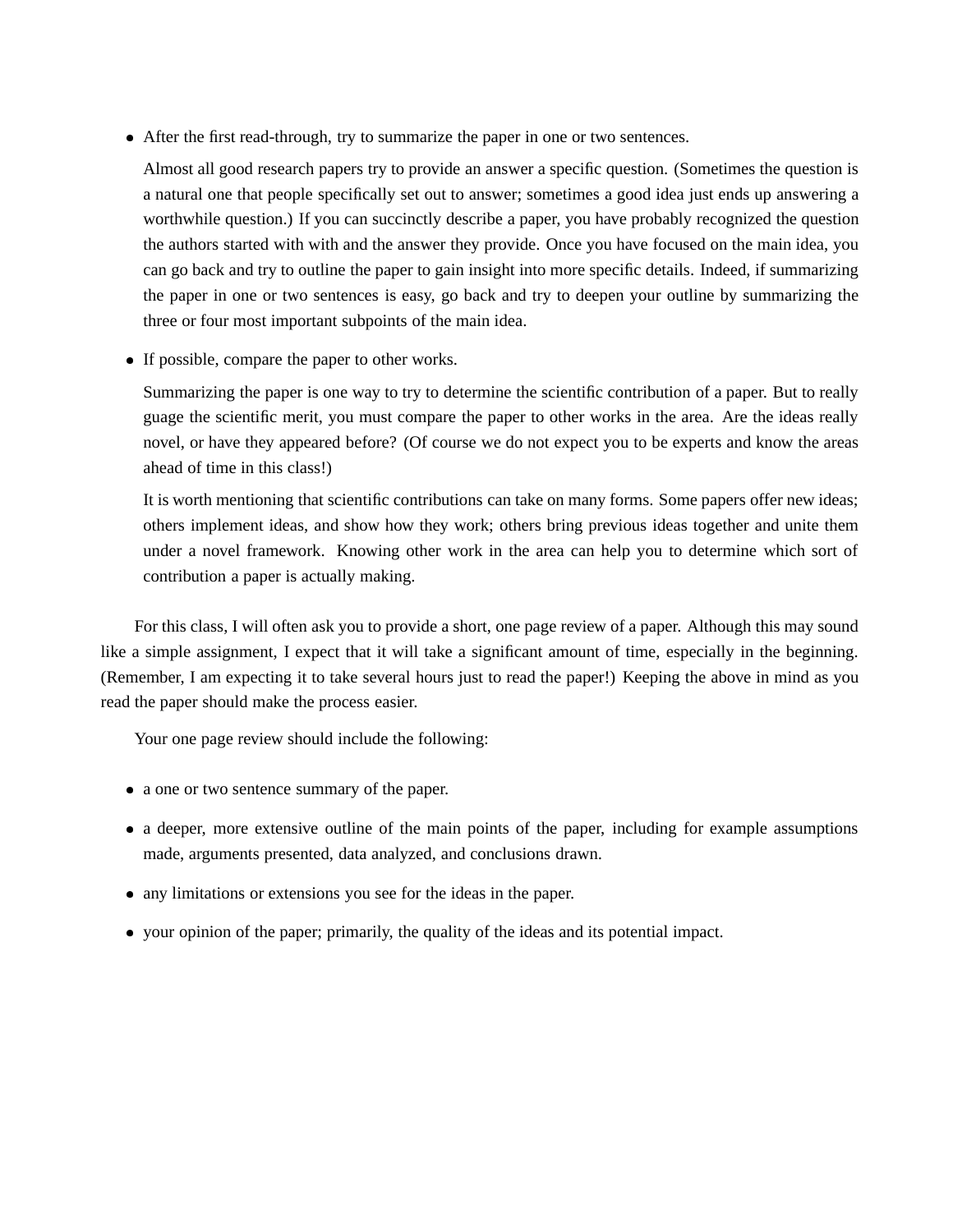- After the first read-through, try to summarize the paper in one or two sentences.

  Almost all good research papers try to provide an answer a specific question. (Sometimes the question is a natural one that people specifically set out to answer; sometimes a good idea just ends up answering a worthwhile question.) If you can succinctly describe a paper, you have probably recognized the question the authors started with with and the answer they provide. Once you have focused on the main idea, you can go back and try to outline the paper to gain insight into more specific details. Indeed, if summarizing the paper in one or two sentences is easy, go back and try to deepen your outline by summarizing the three or four most important subpoints of the main idea.

- If possible, compare the paper to other works.

  Summarizing the paper is one way to try to determine the scientific contribution of a paper. But to really guage the scientific merit, you must compare the paper to other works in the area. Are the ideas really novel, or have they appeared before? (Of course we do not expect you to be experts and know the areas ahead of time in this class!)

  It is worth mentioning that scientific contributions can take on many forms. Some papers offer new ideas; others implement ideas, and show how they work; others bring previous ideas together and unite them under a novel framework. Knowing other work in the area can help you to determine which sort of contribution a paper is actually making.

For this class, I will often ask you to provide a short, one page review of a paper. Although this may sound like a simple assignment, I expect that it will take a significant amount of time, especially in the beginning. (Remember, I am expecting it to take several hours just to read the paper!) Keeping the above in mind as you read the paper should make the process easier.

Your one page review should include the following:

- a one or two sentence summary of the paper.
- a deeper, more extensive outline of the main points of the paper, including for example assumptions made, arguments presented, data analyzed, and conclusions drawn.
- any limitations or extensions you see for the ideas in the paper.
- your opinion of the paper; primarily, the quality of the ideas and its potential impact.